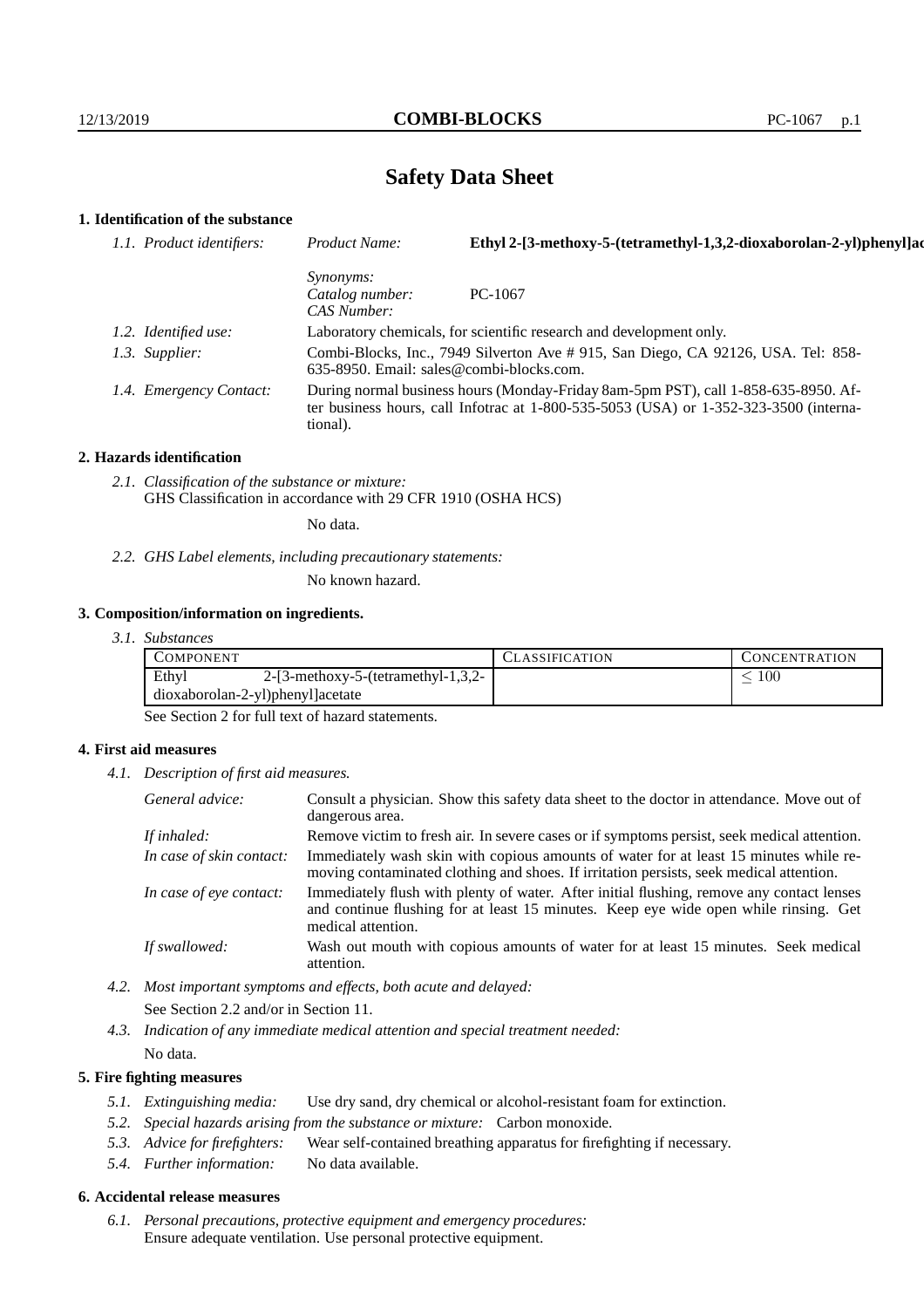# Safety Data Sheet

## 1. Identification of the substance

*1.1. Product identifiers:* *Product Name:* **Ethyl 2-[3-methoxy-5-(tetramethyl-1,3,2-dioxaborolan-2-yl)phenyl]ac**

*Synonyms:*
*Catalog number:* PC-1067
*CAS Number:*

*1.2. Identified use:* Laboratory chemicals, for scientific research and development only.

*1.3. Supplier:* Combi-Blocks, Inc., 7949 Silverton Ave # 915, San Diego, CA 92126, USA. Tel: 858-635-8950. Email: sales@combi-blocks.com.

*1.4. Emergency Contact:* During normal business hours (Monday-Friday 8am-5pm PST), call 1-858-635-8950. After business hours, call Infotrac at 1-800-535-5053 (USA) or 1-352-323-3500 (international).

## 2. Hazards identification

*2.1. Classification of the substance or mixture:*
GHS Classification in accordance with 29 CFR 1910 (OSHA HCS)

No data.

*2.2. GHS Label elements, including precautionary statements:*

No known hazard.

## 3. Composition/information on ingredients.

*3.1. Substances*

| COMPONENT | CLASSIFICATION | CONCENTRATION |
|---|---|---|
| Ethyl 2-[3-methoxy-5-(tetramethyl-1,3,2-dioxaborolan-2-yl)phenyl]acetate | | $\leq 100$ |

See Section 2 for full text of hazard statements.

## 4. First aid measures

*4.1. Description of first aid measures.*

*General advice:* Consult a physician. Show this safety data sheet to the doctor in attendance. Move out of dangerous area.

*If inhaled:* Remove victim to fresh air. In severe cases or if symptoms persist, seek medical attention.

*In case of skin contact:* Immediately wash skin with copious amounts of water for at least 15 minutes while removing contaminated clothing and shoes. If irritation persists, seek medical attention.

*In case of eye contact:* Immediately flush with plenty of water. After initial flushing, remove any contact lenses and continue flushing for at least 15 minutes. Keep eye wide open while rinsing. Get medical attention.

*If swallowed:* Wash out mouth with copious amounts of water for at least 15 minutes. Seek medical attention.

*4.2. Most important symptoms and effects, both acute and delayed:*

See Section 2.2 and/or in Section 11.

*4.3. Indication of any immediate medical attention and special treatment needed:*

No data.

## 5. Fire fighting measures

*5.1. Extinguishing media:* Use dry sand, dry chemical or alcohol-resistant foam for extinction.

*5.2. Special hazards arising from the substance or mixture:* Carbon monoxide.

*5.3. Advice for firefighters:* Wear self-contained breathing apparatus for firefighting if necessary.

*5.4. Further information:* No data available.

## 6. Accidental release measures

*6.1. Personal precautions, protective equipment and emergency procedures:*
Ensure adequate ventilation. Use personal protective equipment.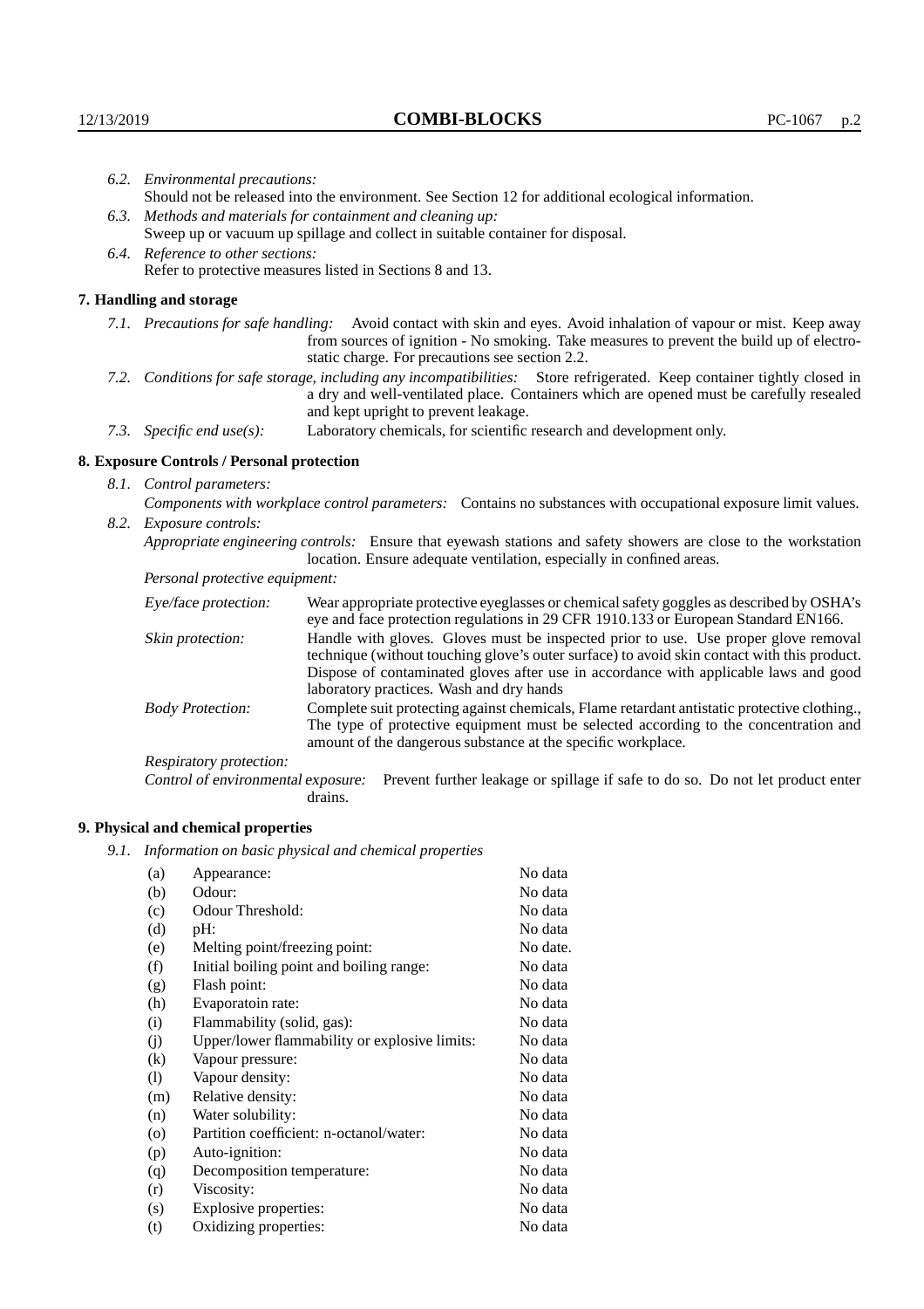*6.2. Environmental precautions:*
Should not be released into the environment. See Section 12 for additional ecological information.

*6.3. Methods and materials for containment and cleaning up:*
Sweep up or vacuum up spillage and collect in suitable container for disposal.

*6.4. Reference to other sections:*
Refer to protective measures listed in Sections 8 and 13.

## 7. Handling and storage

*7.1. Precautions for safe handling:* Avoid contact with skin and eyes. Avoid inhalation of vapour or mist. Keep away from sources of ignition - No smoking. Take measures to prevent the build up of electrostatic charge. For precautions see section 2.2.

*7.2. Conditions for safe storage, including any incompatibilities:* Store refrigerated. Keep container tightly closed in a dry and well-ventilated place. Containers which are opened must be carefully resealed and kept upright to prevent leakage.

*7.3. Specific end use(s):* Laboratory chemicals, for scientific research and development only.

## 8. Exposure Controls / Personal protection

*8.1. Control parameters:*

*Components with workplace control parameters:* Contains no substances with occupational exposure limit values.

*8.2. Exposure controls:*

*Appropriate engineering controls:* Ensure that eyewash stations and safety showers are close to the workstation location. Ensure adequate ventilation, especially in confined areas.

*Personal protective equipment:*

*Eye/face protection:* Wear appropriate protective eyeglasses or chemical safety goggles as described by OSHA's eye and face protection regulations in 29 CFR 1910.133 or European Standard EN166.

*Skin protection:* Handle with gloves. Gloves must be inspected prior to use. Use proper glove removal technique (without touching glove's outer surface) to avoid skin contact with this product. Dispose of contaminated gloves after use in accordance with applicable laws and good laboratory practices. Wash and dry hands

*Body Protection:* Complete suit protecting against chemicals, Flame retardant antistatic protective clothing., The type of protective equipment must be selected according to the concentration and amount of the dangerous substance at the specific workplace.

*Respiratory protection:*

*Control of environmental exposure:* Prevent further leakage or spillage if safe to do so. Do not let product enter drains.

## 9. Physical and chemical properties

*9.1. Information on basic physical and chemical properties*

| | | |
|---|---|---|
| (a) | Appearance: | No data |
| (b) | Odour: | No data |
| (c) | Odour Threshold: | No data |
| (d) | pH: | No data |
| (e) | Melting point/freezing point: | No date. |
| (f) | Initial boiling point and boiling range: | No data |
| (g) | Flash point: | No data |
| (h) | Evaporatoin rate: | No data |
| (i) | Flammability (solid, gas): | No data |
| (j) | Upper/lower flammability or explosive limits: | No data |
| (k) | Vapour pressure: | No data |
| (l) | Vapour density: | No data |
| (m) | Relative density: | No data |
| (n) | Water solubility: | No data |
| (o) | Partition coefficient: n-octanol/water: | No data |
| (p) | Auto-ignition: | No data |
| (q) | Decomposition temperature: | No data |
| (r) | Viscosity: | No data |
| (s) | Explosive properties: | No data |
| (t) | Oxidizing properties: | No data |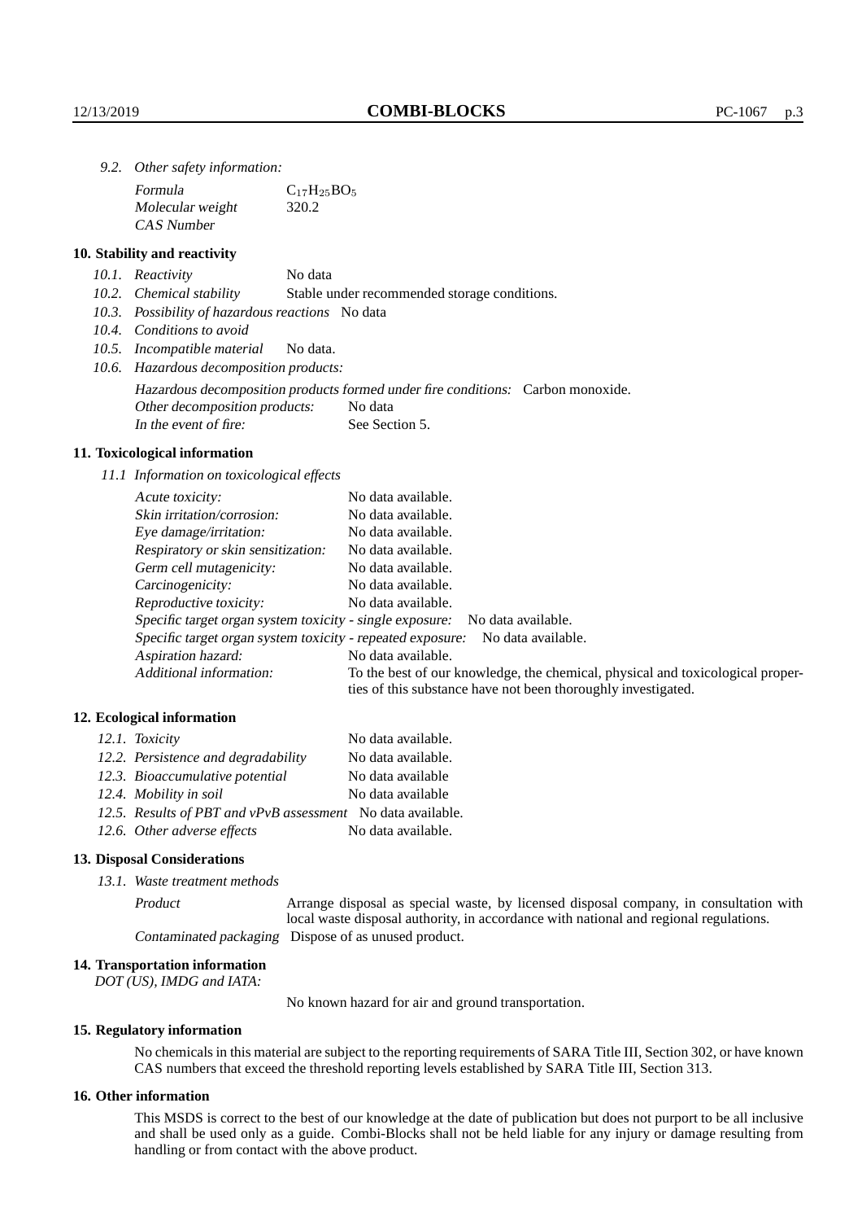*9.2. Other safety information:*

| | |
|---|---|
| *Formula* | $C_{17}H_{25}BO_5$ |
| *Molecular weight* | 320.2 |
| *CAS Number* | |

## 10. Stability and reactivity

*10.1. Reactivity* No data

*10.2. Chemical stability* Stable under recommended storage conditions.

*10.3. Possibility of hazardous reactions* No data

*10.4. Conditions to avoid*

*10.5. Incompatible material* No data.

*10.6. Hazardous decomposition products:*

*Hazardous decomposition products formed under fire conditions:* Carbon monoxide.

*Other decomposition products:* No data

*In the event of fire:* See Section 5.

## 11. Toxicological information

*11.1 Information on toxicological effects*

| | |
|---|---|
| *Acute toxicity:* | No data available. |
| *Skin irritation/corrosion:* | No data available. |
| *Eye damage/irritation:* | No data available. |
| *Respiratory or skin sensitization:* | No data available. |
| *Germ cell mutagenicity:* | No data available. |
| *Carcinogenicity:* | No data available. |
| *Reproductive toxicity:* | No data available. |
| *Specific target organ system toxicity - single exposure:* | No data available. |
| *Specific target organ system toxicity - repeated exposure:* | No data available. |
| *Aspiration hazard:* | No data available. |
| *Additional information:* | To the best of our knowledge, the chemical, physical and toxicological properties of this substance have not been thoroughly investigated. |

## 12. Ecological information

| | |
|---|---|
| *12.1. Toxicity* | No data available. |
| *12.2. Persistence and degradability* | No data available. |
| *12.3. Bioaccumulative potential* | No data available |
| *12.4. Mobility in soil* | No data available |
| *12.5. Results of PBT and vPvB assessment* | No data available. |
| *12.6. Other adverse effects* | No data available. |

## 13. Disposal Considerations

*13.1. Waste treatment methods*

*Product* Arrange disposal as special waste, by licensed disposal company, in consultation with local waste disposal authority, in accordance with national and regional regulations.

*Contaminated packaging* Dispose of as unused product.

## 14. Transportation information

*DOT (US), IMDG and IATA:*

No known hazard for air and ground transportation.

## 15. Regulatory information

No chemicals in this material are subject to the reporting requirements of SARA Title III, Section 302, or have known CAS numbers that exceed the threshold reporting levels established by SARA Title III, Section 313.

## 16. Other information

This MSDS is correct to the best of our knowledge at the date of publication but does not purport to be all inclusive and shall be used only as a guide. Combi-Blocks shall not be held liable for any injury or damage resulting from handling or from contact with the above product.